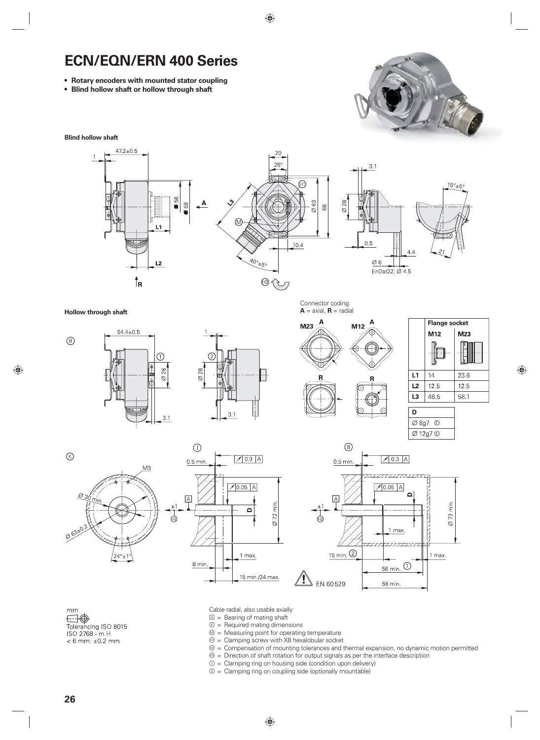# ECN/EQN/ERN 400 Series

- **Rotary encoders with mounted stator coupling**
- **Blind hollow shaft or hollow through shaft**

**Blind hollow shaft**

**Hollow through shaft**

Connector coding
**A** = axial, **R** = radial

| | Flange socket | |
|---|---|---|
| | **M12** | **M23** |
| **L1** | 14 | 23.6 |
| **L2** | 12.5 | 12.5 |
| **L3** | 48.5 | 58.1 |

| **D** |
|---|
| Ø 8g7 Ⓔ |
| Ø 12g7 Ⓔ |

EN 60529

mm
Tolerancing ISO 8015
ISO 2768 - m H
< 6 mm: ±0.2 mm

Cable radial, also usable axially
Ⓐ = Bearing of mating shaft
Ⓚ = Required mating dimensions
Ⓜ = Measuring point for operating temperature
Ⓗ = Clamping screw with X8 hexalobular socket
Ⓗ2 = Compensation of mounting tolerances and thermal expansion, no dynamic motion permitted
Ⓗ3 = Direction of shaft rotation for output signals as per the interface description
① = Clamping ring on housing side (condition upon delivery)
② = Clamping ring on coupling side (optionally mountable)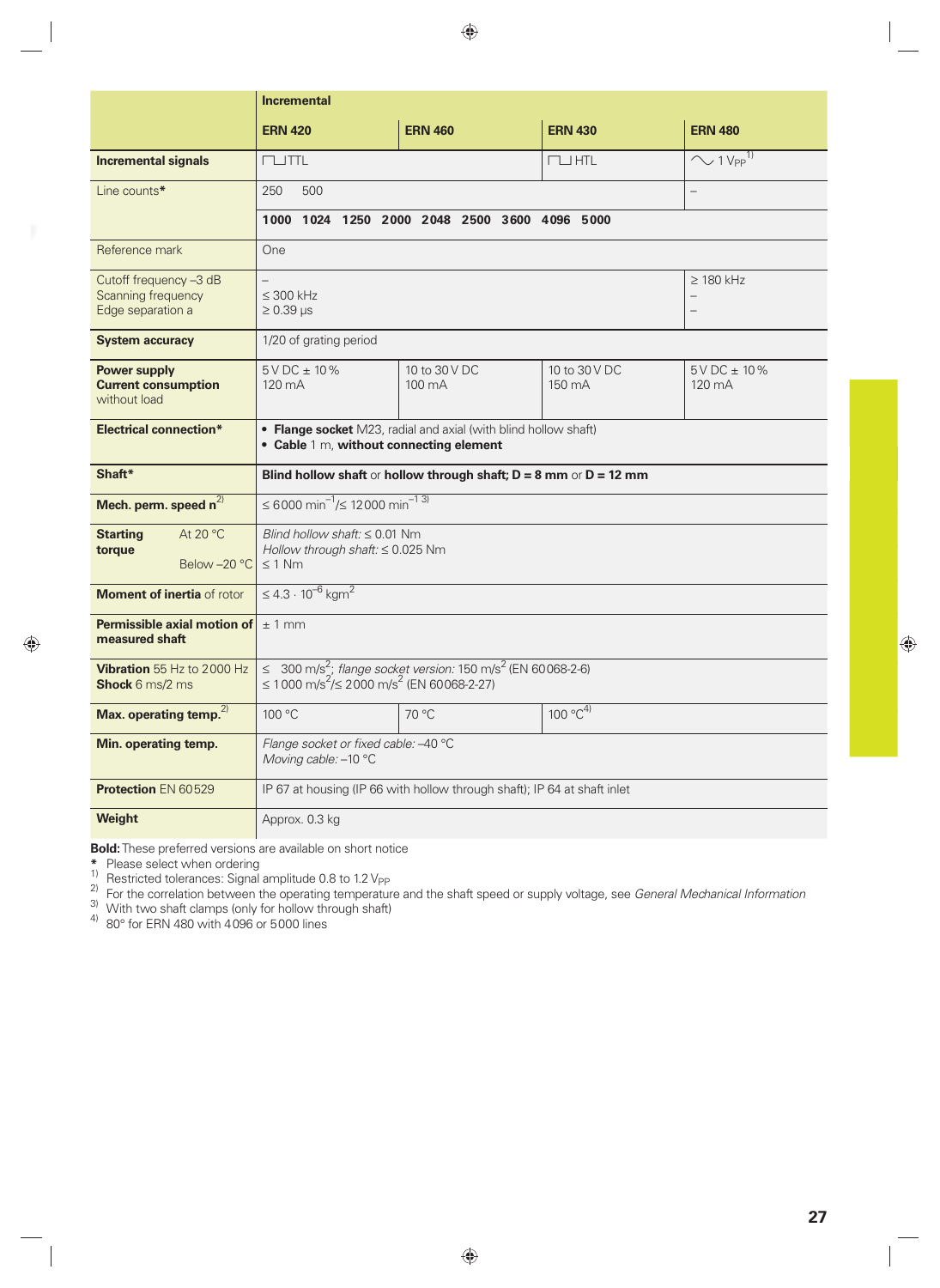| | **Incremental** | | | |
|---|---|---|---|---|
| | **ERN 420** | **ERN 460** | **ERN 430** | **ERN 480** |
| **Incremental signals** | ⊓⊔TTL | | ⊓⊔HTL | ∼ 1 $V_{PP}$[1] |
| Line counts* | 250 500 | | | – |
| | **1000 1024 1250 2000 2048 2500 3600 4096 5000** | | | |
| Reference mark | One | | | |
| Cutoff frequency –3 dB<br>Scanning frequency<br>Edge separation a | –<br>≤ 300 kHz<br>≥ 0.39 µs | | | ≥ 180 kHz<br>–<br>– |
| **System accuracy** | 1/20 of grating period | | | |
| **Power supply**<br>**Current consumption** without load | 5 V DC ± 10 %<br>120 mA | 10 to 30 V DC<br>100 mA | 10 to 30 V DC<br>150 mA | 5 V DC ± 10 %<br>120 mA |
| **Electrical connection*** | • **Flange socket** M23, radial and axial (with blind hollow shaft)<br>• **Cable** 1 m, **without connecting element** | | | |
| **Shaft*** | **Blind hollow shaft** or **hollow through shaft; D = 8 mm** or **D = 12 mm** | | | |
| **Mech. perm. speed n**[2] | ≤ 6000 $min^{-1}$/≤ 12000 $min^{-1}$ [3] | | | |
| **Starting torque** At 20 °C<br>Below –20 °C | *Blind hollow shaft:* ≤ 0.01 Nm<br>*Hollow through shaft:* ≤ 0.025 Nm<br>≤ 1 Nm | | | |
| **Moment of inertia** of rotor | ≤ $4.3 \cdot 10^{-6}$ $kgm^2$ | | | |
| **Permissible axial motion of measured shaft** | ± 1 mm | | | |
| **Vibration** 55 Hz to 2000 Hz<br>**Shock** 6 ms/2 ms | ≤ 300 $m/s^2$; *flange socket version:* 150 $m/s^2$ (EN 60068-2-6)<br>≤ 1000 $m/s^2$/≤ 2000 $m/s^2$ (EN 60068-2-27) | | | |
| **Max. operating temp.**[2] | 100 °C | 70 °C | 100 °C[4] | |
| **Min. operating temp.** | *Flange socket or fixed cable:* –40 °C<br>*Moving cable:* –10 °C | | | |
| **Protection** EN 60529 | IP 67 at housing (IP 66 with hollow through shaft); IP 64 at shaft inlet | | | |
| **Weight** | Approx. 0.3 kg | | | |

**Bold:** These preferred versions are available on short notice

\* Please select when ordering

1) Restricted tolerances: Signal amplitude 0.8 to 1.2 $V_{PP}$

2) For the correlation between the operating temperature and the shaft speed or supply voltage, see *General Mechanical Information*

3) With two shaft clamps (only for hollow through shaft)

4) 80° for ERN 480 with 4096 or 5000 lines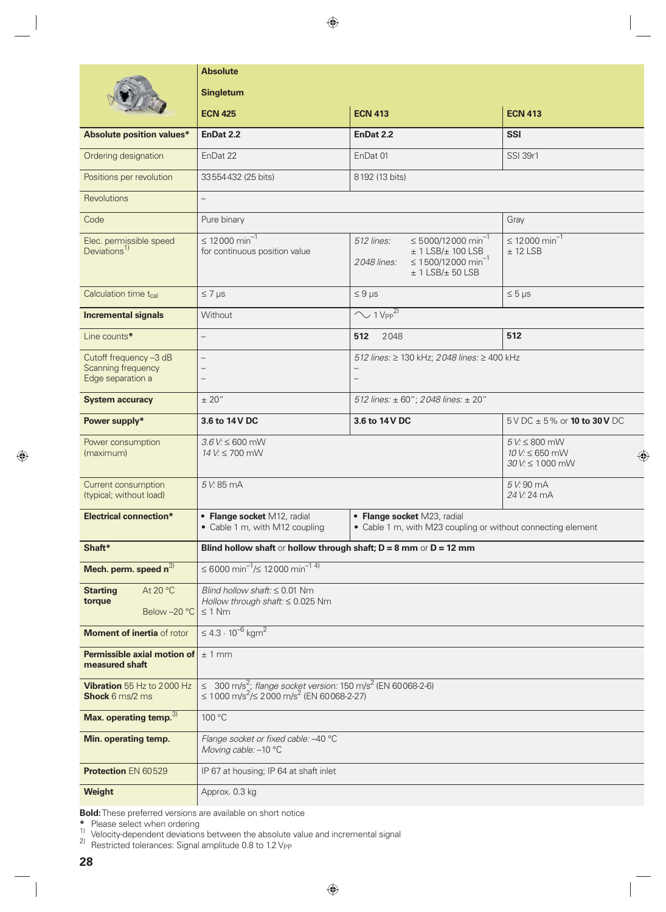| | **Absolute** **Singleturn** **ECN 425** | **ECN 413** | **ECN 413** |
|---|---|---|---|
| **Absolute position values*** | **EnDat 2.2** | **EnDat 2.2** | **SSI** |
| Ordering designation | EnDat 22 | EnDat 01 | SSI 39r1 |
| Positions per revolution | 33554432 (25 bits) | 8192 (13 bits) | |
| Revolutions | – | | |
| Code | Pure binary | | Gray |
| Elec. permissible speed Deviations[1] | ≤ 12000 $min^{-1}$ for continuous position value | *512 lines:* ≤ 5000/12000 $min^{-1}$ ± 1 LSB/± 100 LSB *2048 lines:* ≤ 1500/12000 $min^{-1}$ ± 1 LSB/± 50 LSB | ≤ 12000 $min^{-1}$ ± 12 LSB |
| Calculation time $t_{cal}$ | ≤ 7 µs | ≤ 9 µs | ≤ 5 µs |
| **Incremental signals** | Without | ∼ 1 $V_{PP}$[2] | |
| Line counts* | – | **512** 2048 | **512** |
| Cutoff frequency –3 dB Scanning frequency Edge separation a | – – – | *512 lines:* ≥ 130 kHz; *2048 lines:* ≥ 400 kHz – – | |
| **System accuracy** | ± 20" | *512 lines:* ± 60"; *2048 lines:* ± 20" | |
| **Power supply*** | **3.6 to 14 V DC** | **3.6 to 14 V DC** | 5 V DC ± 5 % or **10 to 30 V** DC |
| Power consumption (maximum) | *3.6 V:* ≤ 600 mW *14 V:* ≤ 700 mW | | *5 V:* ≤ 800 mW *10 V:* ≤ 650 mW *30 V:* ≤ 1000 mW |
| Current consumption (typical; without load) | *5 V:* 85 mA | | *5 V:* 90 mA *24 V:* 24 mA |
| **Electrical connection*** | • **Flange socket** M12, radial • Cable 1 m, with M12 coupling | • **Flange socket** M23, radial • Cable 1 m, with M23 coupling or without connecting element | |
| **Shaft*** | **Blind hollow shaft** or **hollow through shaft; D = 8 mm** or **D = 12 mm** | | |
| **Mech. perm. speed n**[3] | ≤ 6000 $min^{-1}$/≤ 12000 $min^{-1}$ [4] | | |
| **Starting torque** At 20 °C / Below –20 °C | *Blind hollow shaft:* ≤ 0.01 Nm *Hollow through shaft:* ≤ 0.025 Nm / ≤ 1 Nm | | |
| **Moment of inertia** of rotor | ≤ $4.3 \cdot 10^{-6}$ $kgm^2$ | | |
| **Permissible axial motion of measured shaft** | ± 1 mm | | |
| **Vibration** 55 Hz to 2000 Hz **Shock** 6 ms/2 ms | ≤ 300 $m/s^2$; *flange socket version:* 150 $m/s^2$ (EN 60068-2-6) ≤ 1000 $m/s^2$/≤ 2000 $m/s^2$ (EN 60068-2-27) | | |
| **Max. operating temp.**[3] | 100 °C | | |
| **Min. operating temp.** | *Flange socket or fixed cable:* –40 °C *Moving cable:* –10 °C | | |
| **Protection** EN 60529 | IP 67 at housing; IP 64 at shaft inlet | | |
| **Weight** | Approx. 0.3 kg | | |

**Bold:** These preferred versions are available on short notice

\* Please select when ordering

[1] Velocity-dependent deviations between the absolute value and incremental signal

[2] Restricted tolerances: Signal amplitude 0.8 to 1.2 $V_{PP}$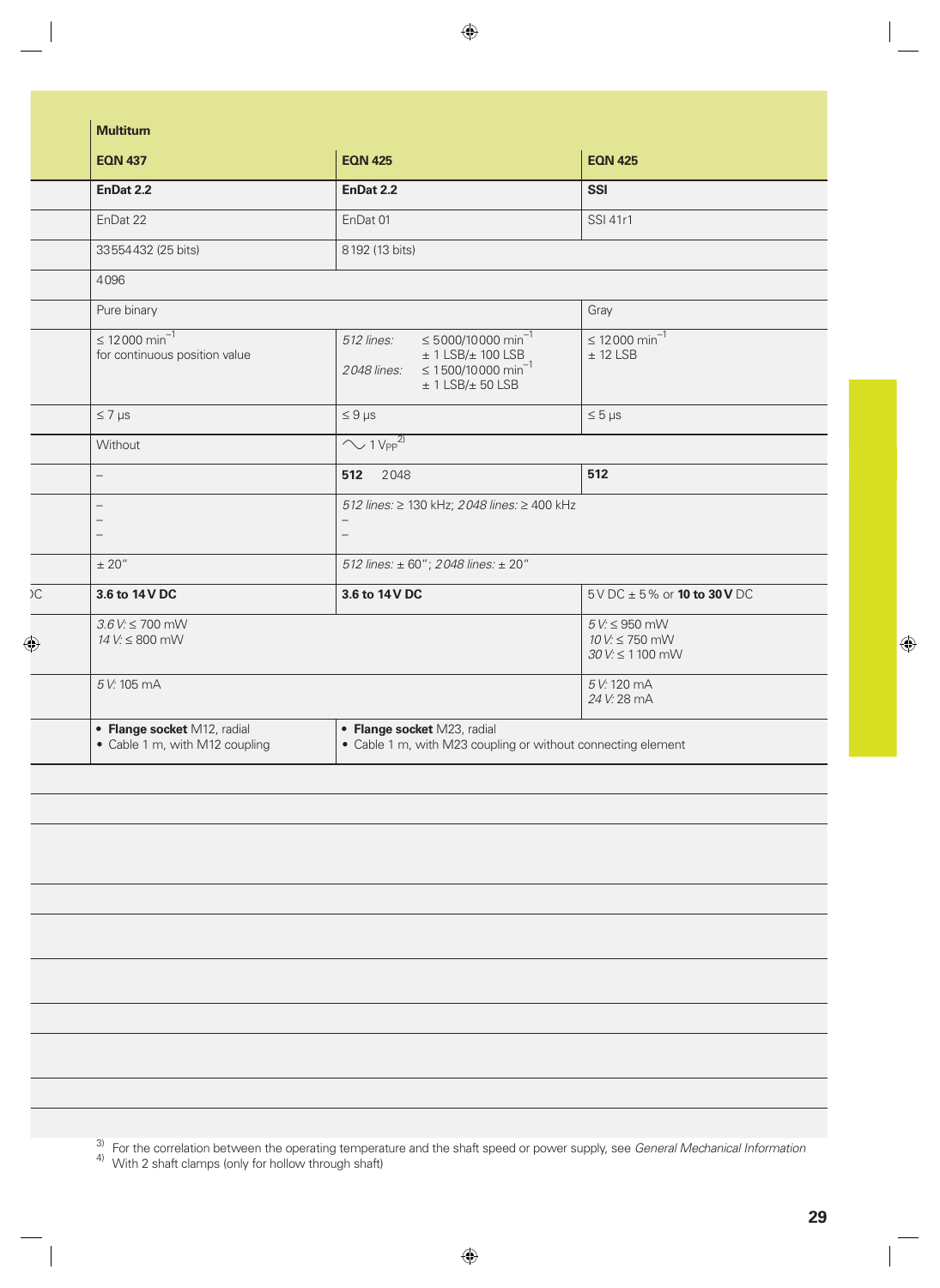| Multiturn | | |
|---|---|---|
| **EQN 437** | **EQN 425** | **EQN 425** |
| **EnDat 2.2** | **EnDat 2.2** | **SSI** |
| EnDat 22 | EnDat 01 | SSI 41r1 |
| 33554432 (25 bits) | 8192 (13 bits) | |
| 4096 | | |
| Pure binary | | Gray |
| ≤ 12000 $min^{-1}$ for continuous position value | *512 lines:* ≤ 5000/10000 $min^{-1}$ ± 1 LSB/± 100 LSB *2048 lines:* ≤ 1500/10000 $min^{-1}$ ± 1 LSB/± 50 LSB | ≤ 12000 $min^{-1}$ ± 12 LSB |
| ≤ 7 µs | ≤ 9 µs | ≤ 5 µs |
| Without | ∿ 1 $V_{PP}$[2] | |
| – | **512** 2048 | **512** |
| – – – | *512 lines:* ≥ 130 kHz; *2048 lines:* ≥ 400 kHz – – | |
| ± 20" | *512 lines:* ± 60"; *2048 lines:* ± 20" | |
| **3.6 to 14 V DC** | **3.6 to 14 V DC** | 5 V DC ± 5 % or **10 to 30 V** DC |
| *3.6 V:* ≤ 700 mW *14 V:* ≤ 800 mW | | *5 V:* ≤ 950 mW *10 V:* ≤ 750 mW *30 V:* ≤ 1 100 mW |
| *5 V:* 105 mA | | *5 V:* 120 mA *24 V:* 28 mA |
| • **Flange socket** M12, radial • Cable 1 m, with M12 coupling | • **Flange socket** M23, radial • Cable 1 m, with M23 coupling or without connecting element | |

[3] For the correlation between the operating temperature and the shaft speed or power supply, see *General Mechanical Information*
[4] With 2 shaft clamps (only for hollow through shaft)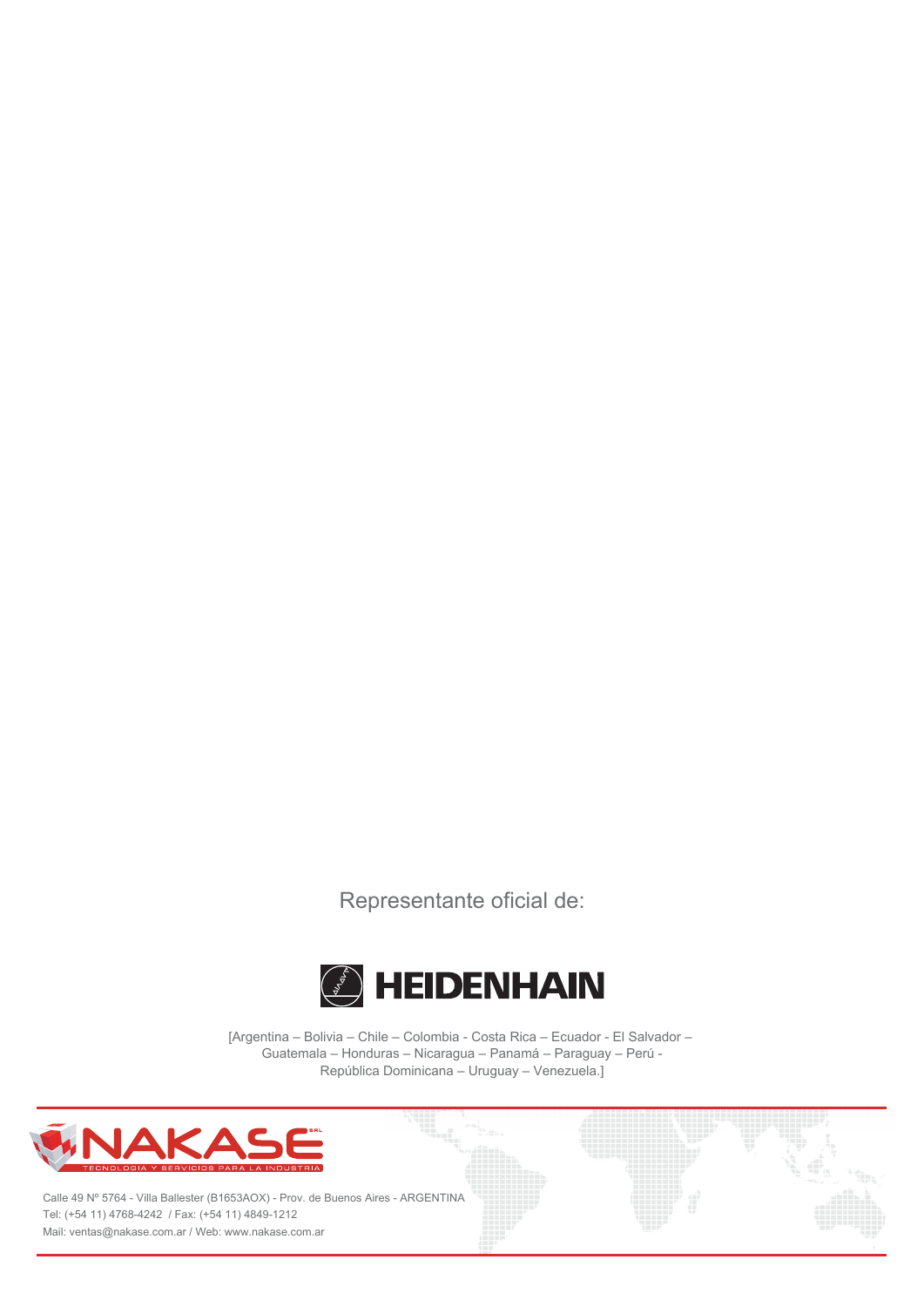Representante oficial de:

HEIDENHAIN

[Argentina – Bolivia – Chile – Colombia - Costa Rica – Ecuador - El Salvador – Guatemala – Honduras – Nicaragua – Panamá – Paraguay – Perú - República Dominicana – Uruguay – Venezuela.]

NAKASE SRL

TECNOLOGIA Y SERVICIOS PARA LA INDUSTRIA

Calle 49 Nº 5764 - Villa Ballester (B1653AOX) - Prov. de Buenos Aires - ARGENTINA
Tel: (+54 11) 4768-4242 / Fax: (+54 11) 4849-1212
Mail: ventas@nakase.com.ar / Web: www.nakase.com.ar